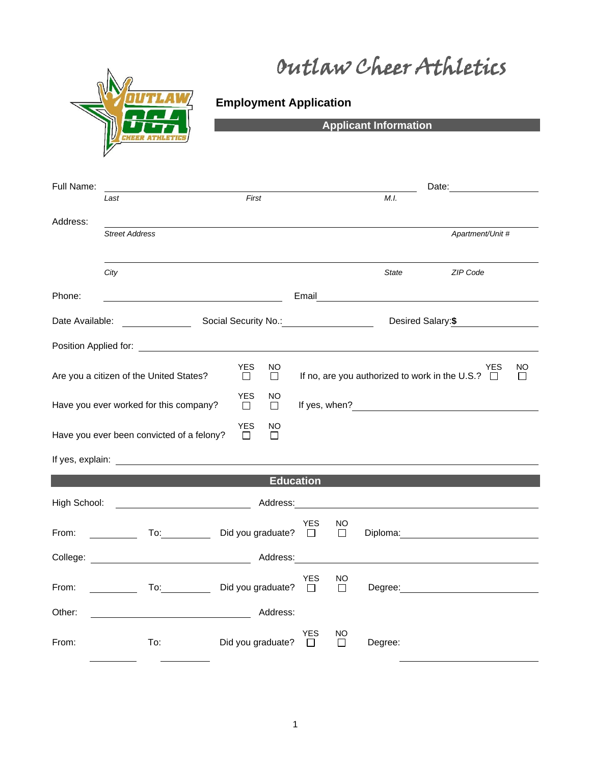# Outlaw Cheer Athletics

## Employment Application

### Applicant Information

Full Name: ______________________________________________ Date: ______________

*Last* *First* *M.I.*

Address: ______________________________________________

*Street Address* *Apartment/Unit #*

______________________________________________

*City* *State* *ZIP Code*

Phone: ______________________ Email ______________________

Date Available: __________ Social Security No.: ______________ Desired Salary: **$** __________

Position Applied for: ______________________________________________

Are you a citizen of the United States? YES ☐ NO ☐ If no, are you authorized to work in the U.S.? YES ☐ NO ☐

Have you ever worked for this company? YES ☐ NO ☐ If yes, when? ______________________

Have you ever been convicted of a felony? YES ☐ NO ☐

If yes, explain: ______________________________________________

### Education

High School: ______________________ Address: ______________________

From: __________ To: __________ Did you graduate? YES ☐ NO ☐ Diploma: ______________________

College: ______________________ Address: ______________________

From: __________ To: __________ Did you graduate? YES ☐ NO ☐ Degree: ______________________

Other: ______________________ Address:

From: __________ To: __________ Did you graduate? YES ☐ NO ☐ Degree: ______________________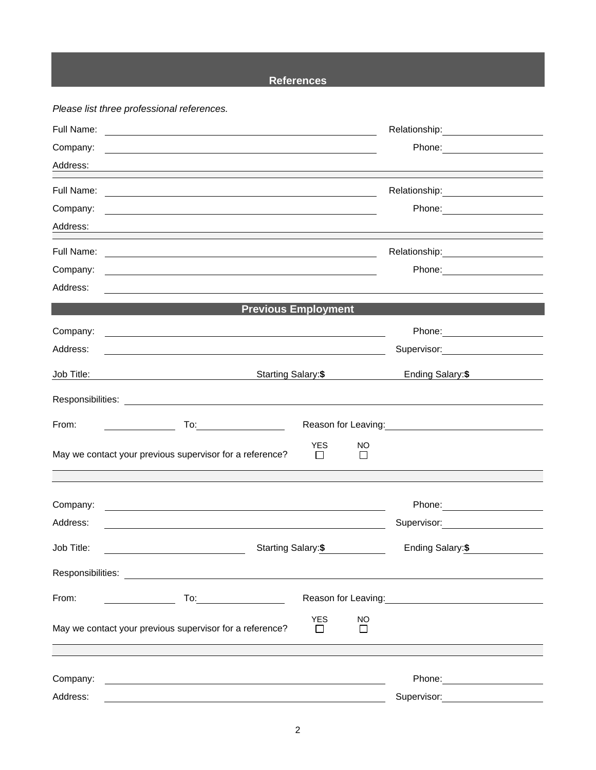## References

*Please list three professional references.*

Full Name: ______________________ Relationship: ______________
Company: ______________________ Phone: ______________
Address: ______________________________________________

Full Name: ______________________ Relationship: ______________
Company: ______________________ Phone: ______________
Address: ______________________________________________

Full Name: ______________________ Relationship: ______________
Company: ______________________ Phone: ______________
Address: ______________________________________________

## Previous Employment

Company: ______________________ Phone: ______________
Address: ______________________ Supervisor: ______________
Job Title: ______________ Starting Salary: **$** ______________ Ending Salary: **$** ______________
Responsibilities: ______________________________________________
From: ______________ To: ______________ Reason for Leaving: ______________

May we contact your previous supervisor for a reference? YES ☐ NO ☐

---

Company: ______________________ Phone: ______________
Address: ______________________ Supervisor: ______________
Job Title: ______________ Starting Salary: **$** ______________ Ending Salary: **$** ______________
Responsibilities: ______________________________________________
From: ______________ To: ______________ Reason for Leaving: ______________

May we contact your previous supervisor for a reference? YES ☐ NO ☐

---

Company: ______________________ Phone: ______________
Address: ______________________ Supervisor: ______________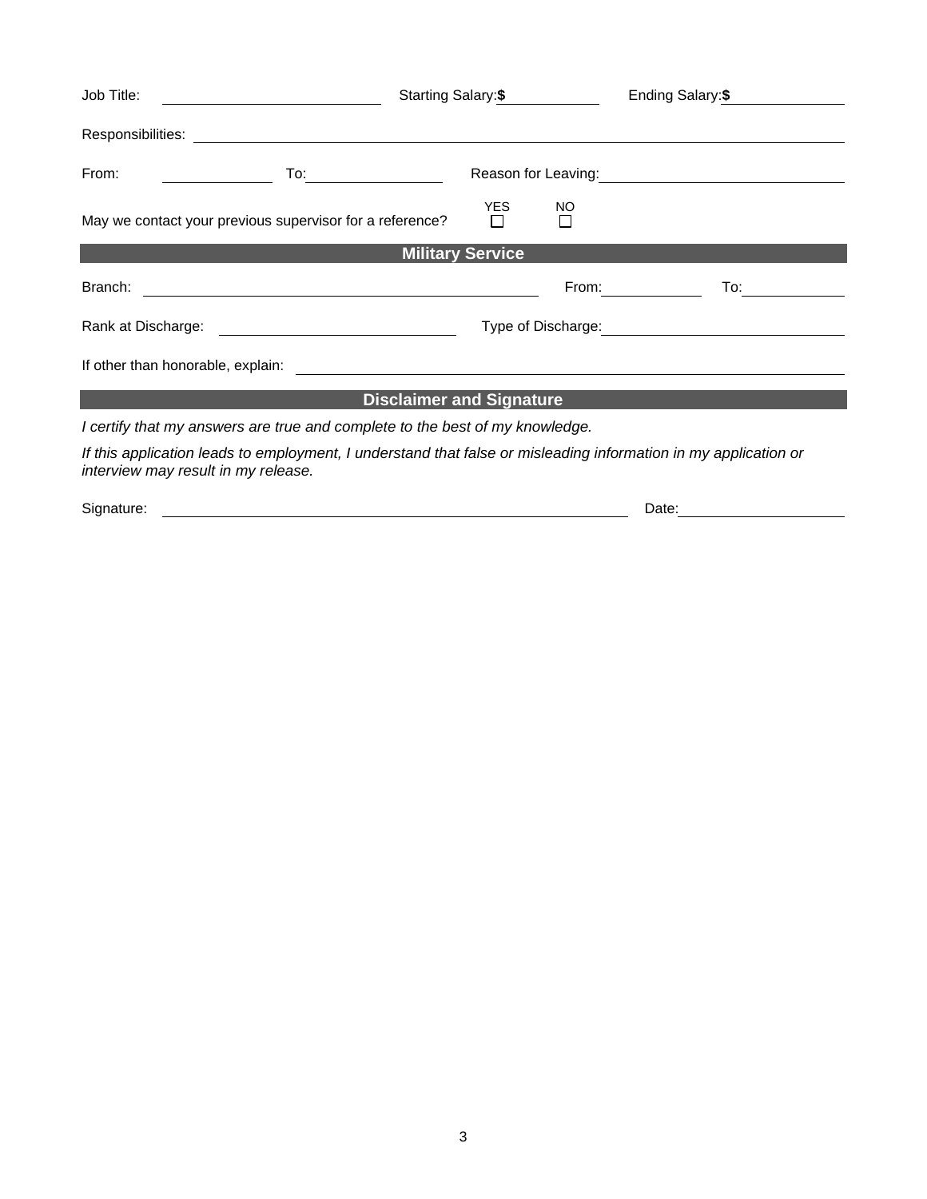Job Title: ______________________ Starting Salary: **$** ____________ Ending Salary: **$** ____________

Responsibilities: ______________________________________________________________

From: ____________ To: ______________ Reason for Leaving: ______________________

May we contact your previous supervisor for a reference? YES ☐ NO ☐

## Military Service

Branch: ______________________________________ From: ____________ To: ____________

Rank at Discharge: ______________________ Type of Discharge: ______________________

If other than honorable, explain: ______________________________________________

## Disclaimer and Signature

*I certify that my answers are true and complete to the best of my knowledge.*

*If this application leads to employment, I understand that false or misleading information in my application or interview may result in my release.*

Signature: ______________________________________________ Date: ________________